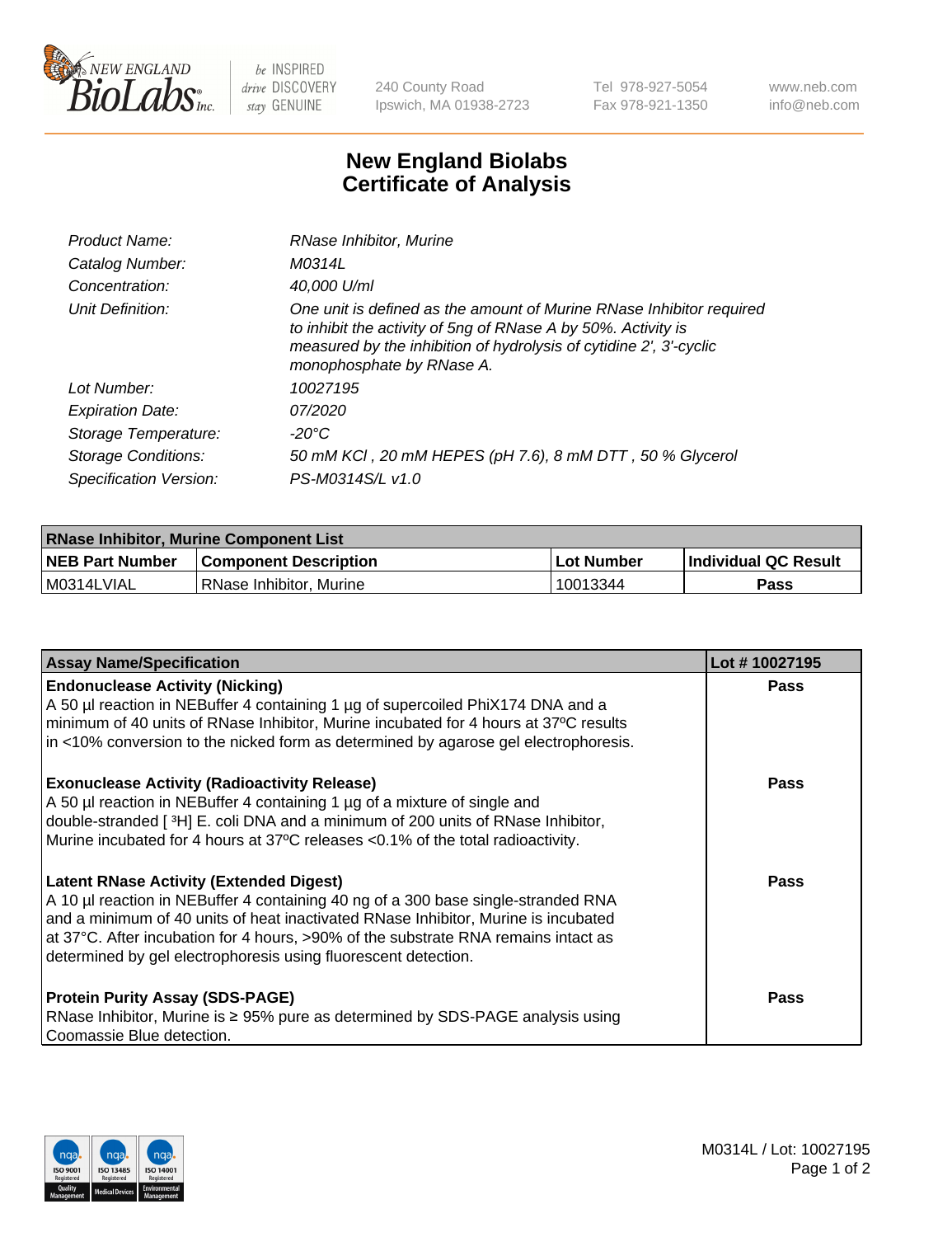NEW ENGLAND BioLabs Inc. — be INSPIRED drive DISCOVERY stay GENUINE

240 County Road
Ipswich, MA 01938-2723

Tel 978-927-5054
Fax 978-921-1350

www.neb.com
info@neb.com

# New England Biolabs Certificate of Analysis

| | |
|---|---|
| *Product Name:* | *RNase Inhibitor, Murine* |
| *Catalog Number:* | *M0314L* |
| *Concentration:* | *40,000 U/ml* |
| *Unit Definition:* | *One unit is defined as the amount of Murine RNase Inhibitor required to inhibit the activity of 5ng of RNase A by 50%. Activity is measured by the inhibition of hydrolysis of cytidine 2', 3'-cyclic monophosphate by RNase A.* |
| *Lot Number:* | *10027195* |
| *Expiration Date:* | *07/2020* |
| *Storage Temperature:* | *-20°C* |
| *Storage Conditions:* | *50 mM KCl , 20 mM HEPES (pH 7.6), 8 mM DTT , 50 % Glycerol* |
| *Specification Version:* | *PS-M0314S/L v1.0* |

| RNase Inhibitor, Murine Component List | | | |
|---|---|---|---|
| **NEB Part Number** | **Component Description** | **Lot Number** | **Individual QC Result** |
| M0314LVIAL | RNase Inhibitor, Murine | 10013344 | **Pass** |

| Assay Name/Specification | Lot # 10027195 |
|---|---|
| **Endonuclease Activity (Nicking)** A 50 µl reaction in NEBuffer 4 containing 1 µg of supercoiled PhiX174 DNA and a minimum of 40 units of RNase Inhibitor, Murine incubated for 4 hours at 37ºC results in <10% conversion to the nicked form as determined by agarose gel electrophoresis. | **Pass** |
| **Exonuclease Activity (Radioactivity Release)** A 50 µl reaction in NEBuffer 4 containing 1 µg of a mixture of single and double-stranded [ $^3$H] E. coli DNA and a minimum of 200 units of RNase Inhibitor, Murine incubated for 4 hours at 37ºC releases <0.1% of the total radioactivity. | **Pass** |
| **Latent RNase Activity (Extended Digest)** A 10 µl reaction in NEBuffer 4 containing 40 ng of a 300 base single-stranded RNA and a minimum of 40 units of heat inactivated RNase Inhibitor, Murine is incubated at 37°C. After incubation for 4 hours, >90% of the substrate RNA remains intact as determined by gel electrophoresis using fluorescent detection. | **Pass** |
| **Protein Purity Assay (SDS-PAGE)** RNase Inhibitor, Murine is ≥ 95% pure as determined by SDS-PAGE analysis using Coomassie Blue detection. | **Pass** |

M0314L / Lot: 10027195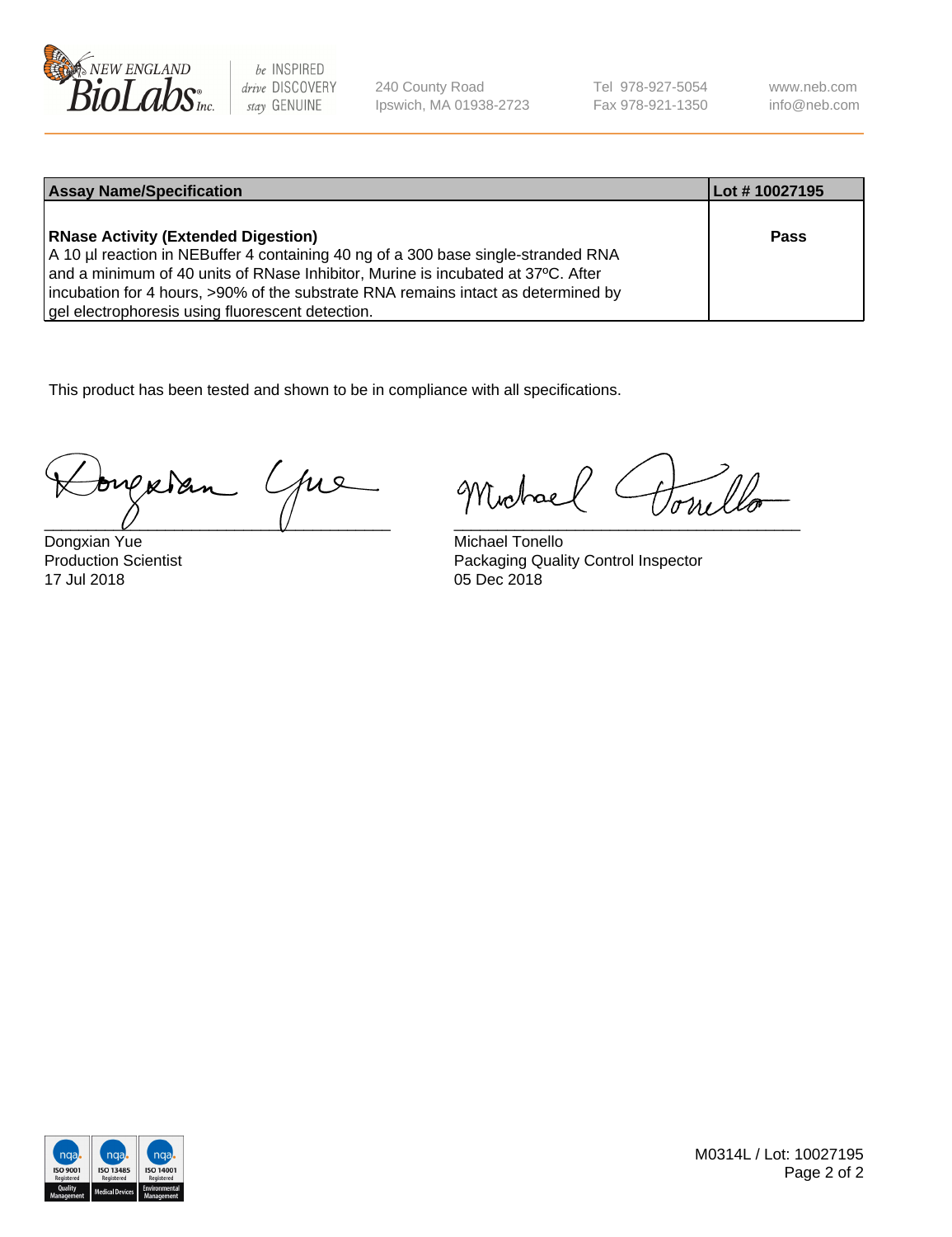| Assay Name/Specification | Lot # 10027195 |
|---|---|
| **RNase Activity (Extended Digestion)**<br>A 10 µl reaction in NEBuffer 4 containing 40 ng of a 300 base single-stranded RNA and a minimum of 40 units of RNase Inhibitor, Murine is incubated at 37ºC. After incubation for 4 hours, >90% of the substrate RNA remains intact as determined by gel electrophoresis using fluorescent detection. | **Pass** |

This product has been tested and shown to be in compliance with all specifications.

Dongxian Yue
Production Scientist
17 Jul 2018

Michael Tonello
Packaging Quality Control Inspector
05 Dec 2018

M0314L / Lot: 10027195